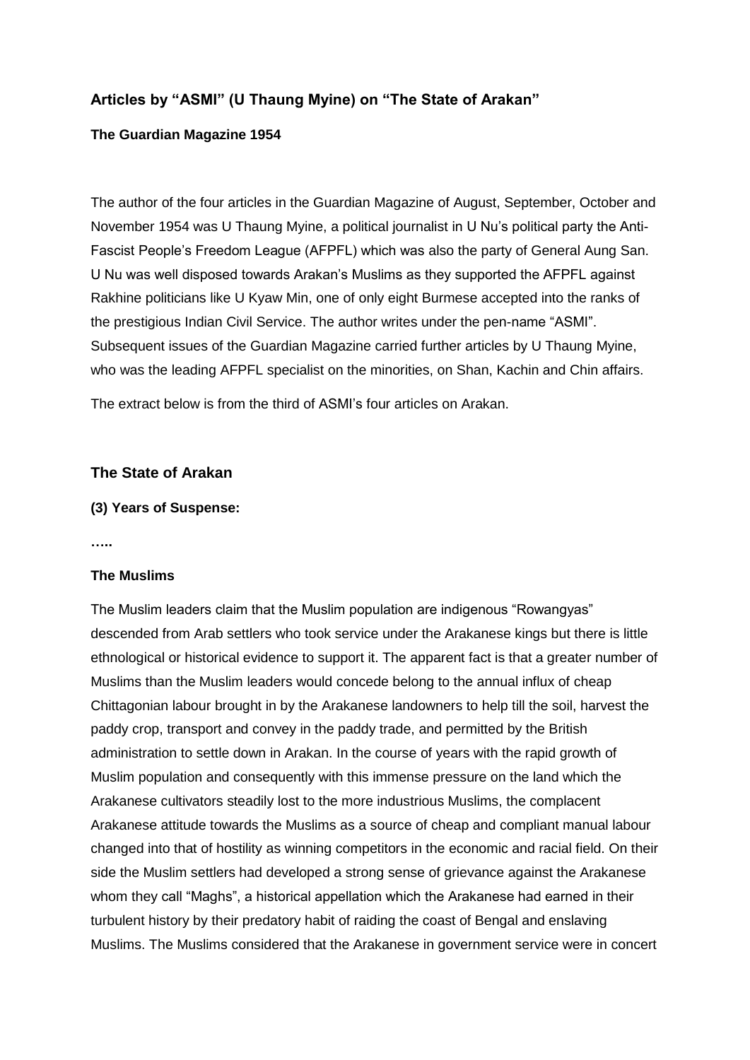## Articles by "ASMI" (U Thaung Myine) on "The State of Arakan"

**The Guardian Magazine 1954**

The author of the four articles in the Guardian Magazine of August, September, October and November 1954 was U Thaung Myine, a political journalist in U Nu's political party the Anti-Fascist People's Freedom League (AFPFL) which was also the party of General Aung San. U Nu was well disposed towards Arakan's Muslims as they supported the AFPFL against Rakhine politicians like U Kyaw Min, one of only eight Burmese accepted into the ranks of the prestigious Indian Civil Service. The author writes under the pen-name "ASMI". Subsequent issues of the Guardian Magazine carried further articles by U Thaung Myine, who was the leading AFPFL specialist on the minorities, on Shan, Kachin and Chin affairs.

The extract below is from the third of ASMI's four articles on Arakan.

## The State of Arakan

**(3) Years of Suspense:**

**…..**

**The Muslims**

The Muslim leaders claim that the Muslim population are indigenous "Rowangyas" descended from Arab settlers who took service under the Arakanese kings but there is little ethnological or historical evidence to support it. The apparent fact is that a greater number of Muslims than the Muslim leaders would concede belong to the annual influx of cheap Chittagonian labour brought in by the Arakanese landowners to help till the soil, harvest the paddy crop, transport and convey in the paddy trade, and permitted by the British administration to settle down in Arakan. In the course of years with the rapid growth of Muslim population and consequently with this immense pressure on the land which the Arakanese cultivators steadily lost to the more industrious Muslims, the complacent Arakanese attitude towards the Muslims as a source of cheap and compliant manual labour changed into that of hostility as winning competitors in the economic and racial field. On their side the Muslim settlers had developed a strong sense of grievance against the Arakanese whom they call "Maghs", a historical appellation which the Arakanese had earned in their turbulent history by their predatory habit of raiding the coast of Bengal and enslaving Muslims. The Muslims considered that the Arakanese in government service were in concert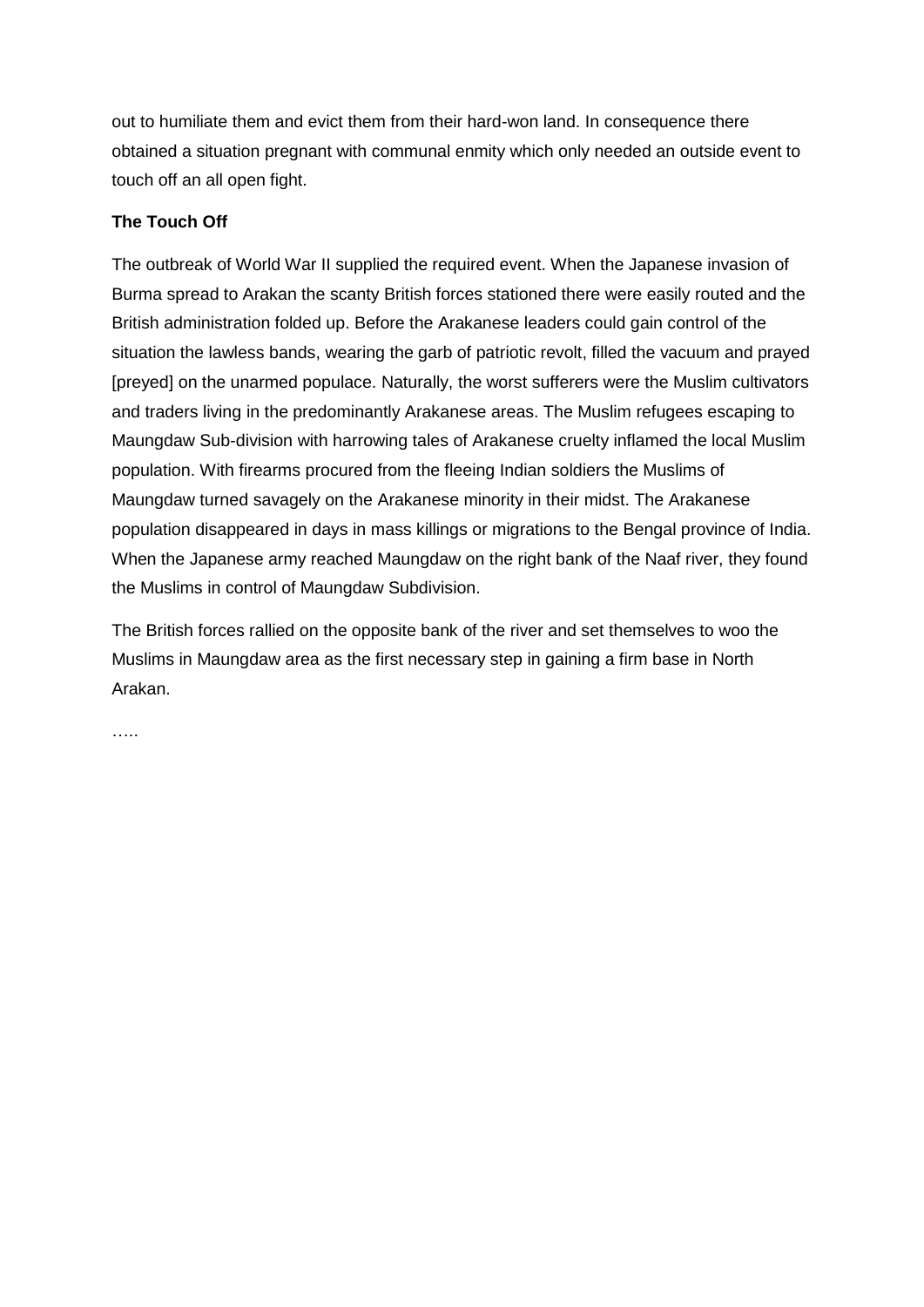out to humiliate them and evict them from their hard-won land. In consequence there obtained a situation pregnant with communal enmity which only needed an outside event to touch off an all open fight.

**The Touch Off**

The outbreak of World War II supplied the required event. When the Japanese invasion of Burma spread to Arakan the scanty British forces stationed there were easily routed and the British administration folded up. Before the Arakanese leaders could gain control of the situation the lawless bands, wearing the garb of patriotic revolt, filled the vacuum and prayed [preyed] on the unarmed populace. Naturally, the worst sufferers were the Muslim cultivators and traders living in the predominantly Arakanese areas. The Muslim refugees escaping to Maungdaw Sub-division with harrowing tales of Arakanese cruelty inflamed the local Muslim population. With firearms procured from the fleeing Indian soldiers the Muslims of Maungdaw turned savagely on the Arakanese minority in their midst. The Arakanese population disappeared in days in mass killings or migrations to the Bengal province of India. When the Japanese army reached Maungdaw on the right bank of the Naaf river, they found the Muslims in control of Maungdaw Subdivision.

The British forces rallied on the opposite bank of the river and set themselves to woo the Muslims in Maungdaw area as the first necessary step in gaining a firm base in North Arakan.

…..